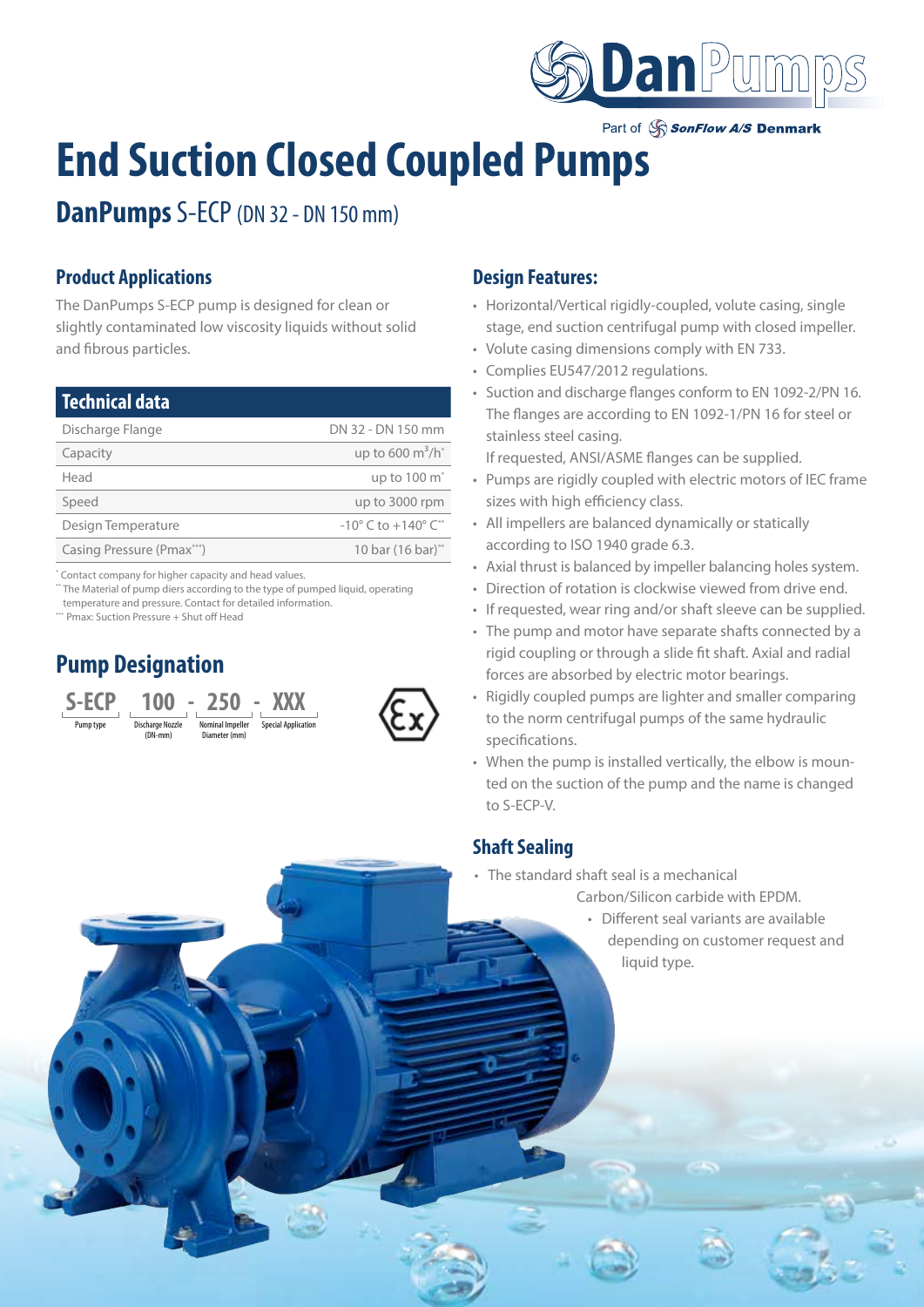# End Suction Closed Coupled Pumps

## DanPumps S-ECP (DN 32 - DN 150 mm)

### Product Applications

The DanPumps S-ECP pump is designed for clean or slightly contaminated low viscosity liquids without solid and fibrous particles.

| Technical data | |
|---|---|
| Discharge Flange | DN 32 - DN 150 mm |
| Capacity | up to 600 $m^3/h$* |
| Head | up to 100 m* |
| Speed | up to 3000 rpm |
| Design Temperature | -10° C to +140° C** |
| Casing Pressure (Pmax***) | 10 bar (16 bar)** |

\* Contact company for higher capacity and head values.
\** The Material of pump diers according to the type of pumped liquid, operating temperature and pressure. Contact for detailed information.
\*** Pmax: Suction Pressure + Shut off Head

## Pump Designation

**S-ECP** - **100** - **250** - **XXX**

| S-ECP | 100 | 250 | XXX |
|---|---|---|---|
| Pump type | Discharge Nozzle (DN-mm) | Nominal Impeller Diameter (mm) | Special Application |

### Design Features:

- Horizontal/Vertical rigidly-coupled, volute casing, single stage, end suction centrifugal pump with closed impeller.
- Volute casing dimensions comply with EN 733.
- Complies EU547/2012 regulations.
- Suction and discharge flanges conform to EN 1092-2/PN 16. The flanges are according to EN 1092-1/PN 16 for steel or stainless steel casing.
  If requested, ANSI/ASME flanges can be supplied.
- Pumps are rigidly coupled with electric motors of IEC frame sizes with high efficiency class.
- All impellers are balanced dynamically or statically according to ISO 1940 grade 6.3.
- Axial thrust is balanced by impeller balancing holes system.
- Direction of rotation is clockwise viewed from drive end.
- If requested, wear ring and/or shaft sleeve can be supplied.
- The pump and motor have separate shafts connected by a rigid coupling or through a slide fit shaft. Axial and radial forces are absorbed by electric motor bearings.
- Rigidly coupled pumps are lighter and smaller comparing to the norm centrifugal pumps of the same hydraulic specifications.
- When the pump is installed vertically, the elbow is mounted on the suction of the pump and the name is changed to S-ECP-V.

### Shaft Sealing

- The standard shaft seal is a mechanical Carbon/Silicon carbide with EPDM.
- Different seal variants are available depending on customer request and liquid type.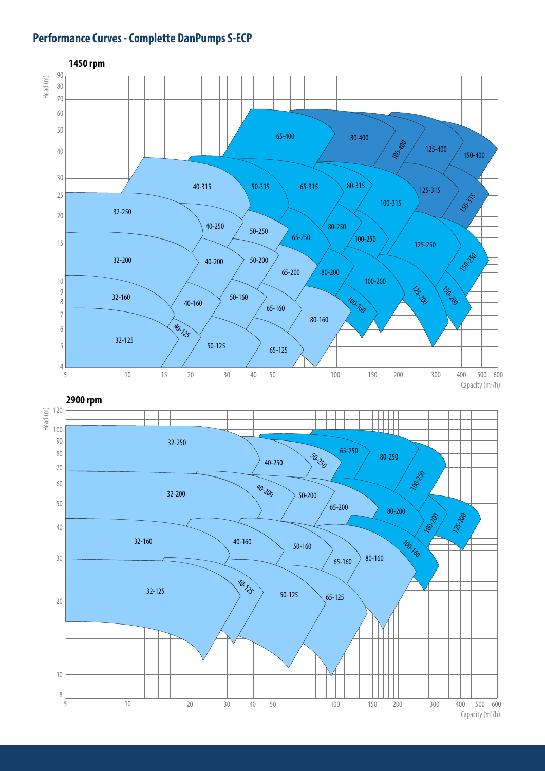## Performance Curves - Complette DanPumps S-ECP

### 1450 rpm

Head (m)

90, 80, 70, 60, 50, 40, 30, 25, 20, 15, 10, 9, 8, 7, 6, 5, 4

Pump sizes: 65-400, 80-400, 100-400, 125-400, 150-400, 40-315, 50-315, 65-315, 80-315, 100-315, 125-315, 150-315, 32-250, 40-250, 50-250, 65-250, 80-250, 100-250, 125-250, 150-250, 32-200, 40-200, 50-200, 65-200, 80-200, 100-200, 125-200, 150-200, 32-160, 40-160, 50-160, 65-160, 80-160, 100-160, 40-125, 32-125, 50-125, 65-125

5, 10, 15, 20, 30, 40, 50, 100, 150, 200, 300, 400, 500, 600

Capacity (m³/h)

### 2900 rpm

Head (m)

120, 100, 90, 80, 70, 60, 50, 40, 30, 20, 10, 8

Pump sizes: 32-250, 40-250, 50-250, 65-250, 80-250, 100-250, 32-200, 40-200, 50-200, 65-200, 80-200, 100-200, 125-200, 32-160, 40-160, 50-160, 65-160, 80-160, 100-160, 32-125, 40-125, 50-125, 65-125

5, 10, 20, 30, 40, 50, 100, 150, 200, 300, 400, 500, 600

Capacity (m³/h)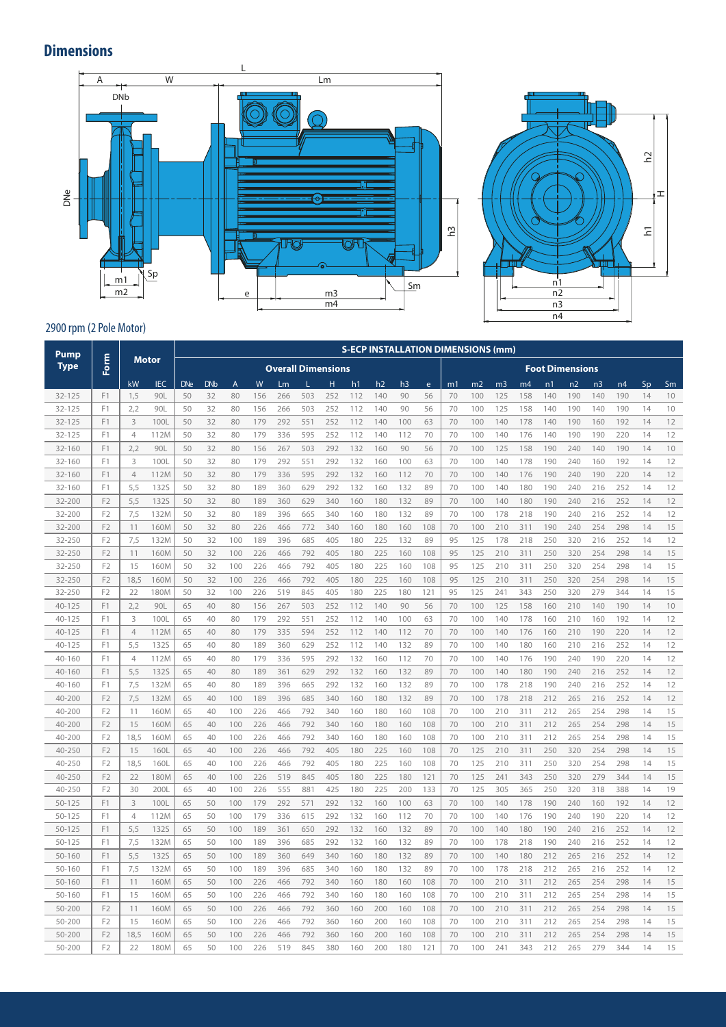## Dimensions

2900 rpm (2 Pole Motor)

| Pump Type | Form | Motor | | S-ECP INSTALLATION DIMENSIONS (mm) | | | | | | | | | | | | | | | | | | | | | |
|---|---|---|---|---|---|---|---|---|---|---|---|---|---|---|---|---|---|---|---|---|---|---|---|---|---|
| | | | | Overall Dimensions | | | | | | | | | | | Foot Dimensions | | | | | | | | | | |
| | | kW | IEC | DNe | DNb | A | W | Lm | L | H | h1 | h2 | h3 | e | m1 | m2 | m3 | m4 | n1 | n2 | n3 | n4 | Sp | Sm | |
| 32-125 | F1 | 1,5 | 90L | 50 | 32 | 80 | 156 | 266 | 503 | 252 | 112 | 140 | 90 | 56 | 70 | 100 | 125 | 158 | 140 | 190 | 140 | 190 | 14 | 10 | |
| 32-125 | F1 | 2,2 | 90L | 50 | 32 | 80 | 156 | 266 | 503 | 252 | 112 | 140 | 90 | 56 | 70 | 100 | 125 | 158 | 140 | 190 | 140 | 190 | 14 | 10 | |
| 32-125 | F1 | 3 | 100L | 50 | 32 | 80 | 179 | 292 | 551 | 252 | 112 | 140 | 100 | 63 | 70 | 100 | 140 | 178 | 140 | 190 | 160 | 192 | 14 | 12 | |
| 32-125 | F1 | 4 | 112M | 50 | 32 | 80 | 179 | 336 | 595 | 252 | 112 | 140 | 112 | 70 | 70 | 100 | 140 | 176 | 140 | 190 | 190 | 220 | 14 | 12 | |
| 32-160 | F1 | 2,2 | 90L | 50 | 32 | 80 | 156 | 267 | 503 | 292 | 132 | 160 | 90 | 56 | 70 | 100 | 125 | 158 | 190 | 240 | 140 | 190 | 14 | 10 | |
| 32-160 | F1 | 3 | 100L | 50 | 32 | 80 | 179 | 292 | 551 | 292 | 132 | 160 | 100 | 63 | 70 | 100 | 140 | 178 | 190 | 240 | 160 | 192 | 14 | 12 | |
| 32-160 | F1 | 4 | 112M | 50 | 32 | 80 | 179 | 336 | 595 | 292 | 132 | 160 | 112 | 70 | 70 | 100 | 140 | 176 | 190 | 240 | 190 | 220 | 14 | 12 | |
| 32-160 | F1 | 5,5 | 132S | 50 | 32 | 80 | 189 | 360 | 629 | 292 | 132 | 160 | 132 | 89 | 70 | 100 | 140 | 180 | 190 | 240 | 216 | 252 | 14 | 12 | |
| 32-200 | F2 | 5,5 | 132S | 50 | 32 | 80 | 189 | 360 | 629 | 340 | 160 | 180 | 132 | 89 | 70 | 100 | 140 | 180 | 190 | 240 | 216 | 252 | 14 | 12 | |
| 32-200 | F2 | 7,5 | 132M | 50 | 32 | 80 | 189 | 396 | 665 | 340 | 160 | 180 | 132 | 89 | 70 | 100 | 178 | 218 | 190 | 240 | 216 | 252 | 14 | 12 | |
| 32-200 | F2 | 11 | 160M | 50 | 32 | 80 | 226 | 466 | 772 | 340 | 160 | 180 | 160 | 108 | 70 | 100 | 210 | 311 | 190 | 240 | 254 | 298 | 14 | 15 | |
| 32-250 | F2 | 7,5 | 132M | 50 | 32 | 100 | 189 | 396 | 685 | 405 | 180 | 225 | 132 | 89 | 95 | 125 | 178 | 218 | 250 | 320 | 216 | 252 | 14 | 12 | |
| 32-250 | F2 | 11 | 160M | 50 | 32 | 100 | 226 | 466 | 792 | 405 | 180 | 225 | 160 | 108 | 95 | 125 | 210 | 311 | 250 | 320 | 254 | 298 | 14 | 15 | |
| 32-250 | F2 | 15 | 160M | 50 | 32 | 100 | 226 | 466 | 792 | 405 | 180 | 225 | 160 | 108 | 95 | 125 | 210 | 311 | 250 | 320 | 254 | 298 | 14 | 15 | |
| 32-250 | F2 | 18,5 | 160M | 50 | 32 | 100 | 226 | 466 | 792 | 405 | 180 | 225 | 160 | 108 | 95 | 125 | 210 | 311 | 250 | 320 | 254 | 298 | 14 | 15 | |
| 32-250 | F2 | 22 | 180M | 50 | 32 | 100 | 226 | 519 | 845 | 405 | 180 | 225 | 180 | 121 | 95 | 125 | 241 | 343 | 250 | 320 | 279 | 344 | 14 | 15 | |
| 40-125 | F1 | 2,2 | 90L | 65 | 40 | 80 | 156 | 267 | 503 | 252 | 112 | 140 | 90 | 56 | 70 | 100 | 125 | 158 | 160 | 210 | 140 | 190 | 14 | 10 | |
| 40-125 | F1 | 3 | 100L | 65 | 40 | 80 | 179 | 292 | 551 | 252 | 112 | 140 | 100 | 63 | 70 | 100 | 140 | 178 | 160 | 210 | 160 | 192 | 14 | 12 | |
| 40-125 | F1 | 4 | 112M | 65 | 40 | 80 | 179 | 335 | 594 | 252 | 112 | 140 | 112 | 70 | 70 | 100 | 140 | 176 | 160 | 210 | 190 | 220 | 14 | 12 | |
| 40-125 | F1 | 5,5 | 132S | 65 | 40 | 80 | 189 | 360 | 629 | 252 | 112 | 140 | 132 | 89 | 70 | 100 | 140 | 180 | 160 | 210 | 216 | 252 | 14 | 12 | |
| 40-160 | F1 | 4 | 112M | 65 | 40 | 80 | 179 | 336 | 595 | 292 | 132 | 160 | 112 | 70 | 70 | 100 | 140 | 176 | 190 | 240 | 190 | 220 | 14 | 12 | |
| 40-160 | F1 | 5,5 | 132S | 65 | 40 | 80 | 189 | 361 | 629 | 292 | 132 | 160 | 132 | 89 | 70 | 100 | 140 | 180 | 190 | 240 | 216 | 252 | 14 | 12 | |
| 40-160 | F1 | 7,5 | 132M | 65 | 40 | 80 | 189 | 396 | 665 | 292 | 132 | 160 | 132 | 89 | 70 | 100 | 178 | 218 | 190 | 240 | 216 | 252 | 14 | 12 | |
| 40-200 | F2 | 7,5 | 132M | 65 | 40 | 100 | 189 | 396 | 685 | 340 | 160 | 180 | 132 | 89 | 70 | 100 | 178 | 218 | 212 | 265 | 216 | 252 | 14 | 12 | |
| 40-200 | F2 | 11 | 160M | 65 | 40 | 100 | 226 | 466 | 792 | 340 | 160 | 180 | 160 | 108 | 70 | 100 | 210 | 311 | 212 | 265 | 254 | 298 | 14 | 15 | |
| 40-200 | F2 | 15 | 160M | 65 | 40 | 100 | 226 | 466 | 792 | 340 | 160 | 180 | 160 | 108 | 70 | 100 | 210 | 311 | 212 | 265 | 254 | 298 | 14 | 15 | |
| 40-200 | F2 | 18,5 | 160M | 65 | 40 | 100 | 226 | 466 | 792 | 340 | 160 | 180 | 160 | 108 | 70 | 100 | 210 | 311 | 212 | 265 | 254 | 298 | 14 | 15 | |
| 40-250 | F2 | 15 | 160L | 65 | 40 | 100 | 226 | 466 | 792 | 405 | 180 | 225 | 160 | 108 | 70 | 125 | 210 | 311 | 250 | 320 | 254 | 298 | 14 | 15 | |
| 40-250 | F2 | 18,5 | 160L | 65 | 40 | 100 | 226 | 466 | 792 | 405 | 180 | 225 | 160 | 108 | 70 | 125 | 210 | 311 | 250 | 320 | 254 | 298 | 14 | 15 | |
| 40-250 | F2 | 22 | 180M | 65 | 40 | 100 | 226 | 519 | 845 | 405 | 180 | 225 | 180 | 121 | 70 | 125 | 241 | 343 | 250 | 320 | 279 | 344 | 14 | 15 | |
| 40-250 | F2 | 30 | 200L | 65 | 40 | 100 | 226 | 555 | 881 | 425 | 180 | 225 | 200 | 133 | 70 | 125 | 305 | 365 | 250 | 320 | 318 | 388 | 14 | 19 | |
| 50-125 | F1 | 3 | 100L | 65 | 50 | 100 | 179 | 292 | 571 | 292 | 132 | 160 | 100 | 63 | 70 | 100 | 140 | 178 | 190 | 240 | 160 | 192 | 14 | 12 | |
| 50-125 | F1 | 4 | 112M | 65 | 50 | 100 | 179 | 336 | 615 | 292 | 132 | 160 | 112 | 70 | 70 | 100 | 140 | 176 | 190 | 240 | 190 | 220 | 14 | 12 | |
| 50-125 | F1 | 5,5 | 132S | 65 | 50 | 100 | 189 | 361 | 650 | 292 | 132 | 160 | 132 | 89 | 70 | 100 | 140 | 180 | 190 | 240 | 216 | 252 | 14 | 12 | |
| 50-125 | F1 | 7,5 | 132M | 65 | 50 | 100 | 189 | 396 | 685 | 292 | 132 | 160 | 132 | 89 | 70 | 100 | 178 | 218 | 190 | 240 | 216 | 252 | 14 | 12 | |
| 50-160 | F1 | 5,5 | 132S | 65 | 50 | 100 | 189 | 360 | 649 | 340 | 160 | 180 | 132 | 89 | 70 | 100 | 140 | 180 | 212 | 265 | 216 | 252 | 14 | 12 | |
| 50-160 | F1 | 7,5 | 132M | 65 | 50 | 100 | 189 | 396 | 685 | 340 | 160 | 180 | 132 | 89 | 70 | 100 | 178 | 218 | 212 | 265 | 216 | 252 | 14 | 12 | |
| 50-160 | F1 | 11 | 160M | 65 | 50 | 100 | 226 | 466 | 792 | 340 | 160 | 180 | 160 | 108 | 70 | 100 | 210 | 311 | 212 | 265 | 254 | 298 | 14 | 15 | |
| 50-160 | F1 | 15 | 160M | 65 | 50 | 100 | 226 | 466 | 792 | 340 | 160 | 180 | 160 | 108 | 70 | 100 | 210 | 311 | 212 | 265 | 254 | 298 | 14 | 15 | |
| 50-200 | F2 | 11 | 160M | 65 | 50 | 100 | 226 | 466 | 792 | 360 | 160 | 200 | 160 | 108 | 70 | 100 | 210 | 311 | 212 | 265 | 254 | 298 | 14 | 15 | |
| 50-200 | F2 | 15 | 160M | 65 | 50 | 100 | 226 | 466 | 792 | 360 | 160 | 200 | 160 | 108 | 70 | 100 | 210 | 311 | 212 | 265 | 254 | 298 | 14 | 15 | |
| 50-200 | F2 | 18,5 | 160M | 65 | 50 | 100 | 226 | 466 | 792 | 360 | 160 | 200 | 160 | 108 | 70 | 100 | 210 | 311 | 212 | 265 | 254 | 298 | 14 | 15 | |
| 50-200 | F2 | 22 | 180M | 65 | 50 | 100 | 226 | 519 | 845 | 380 | 160 | 200 | 180 | 121 | 70 | 100 | 241 | 343 | 212 | 265 | 279 | 344 | 14 | 15 | |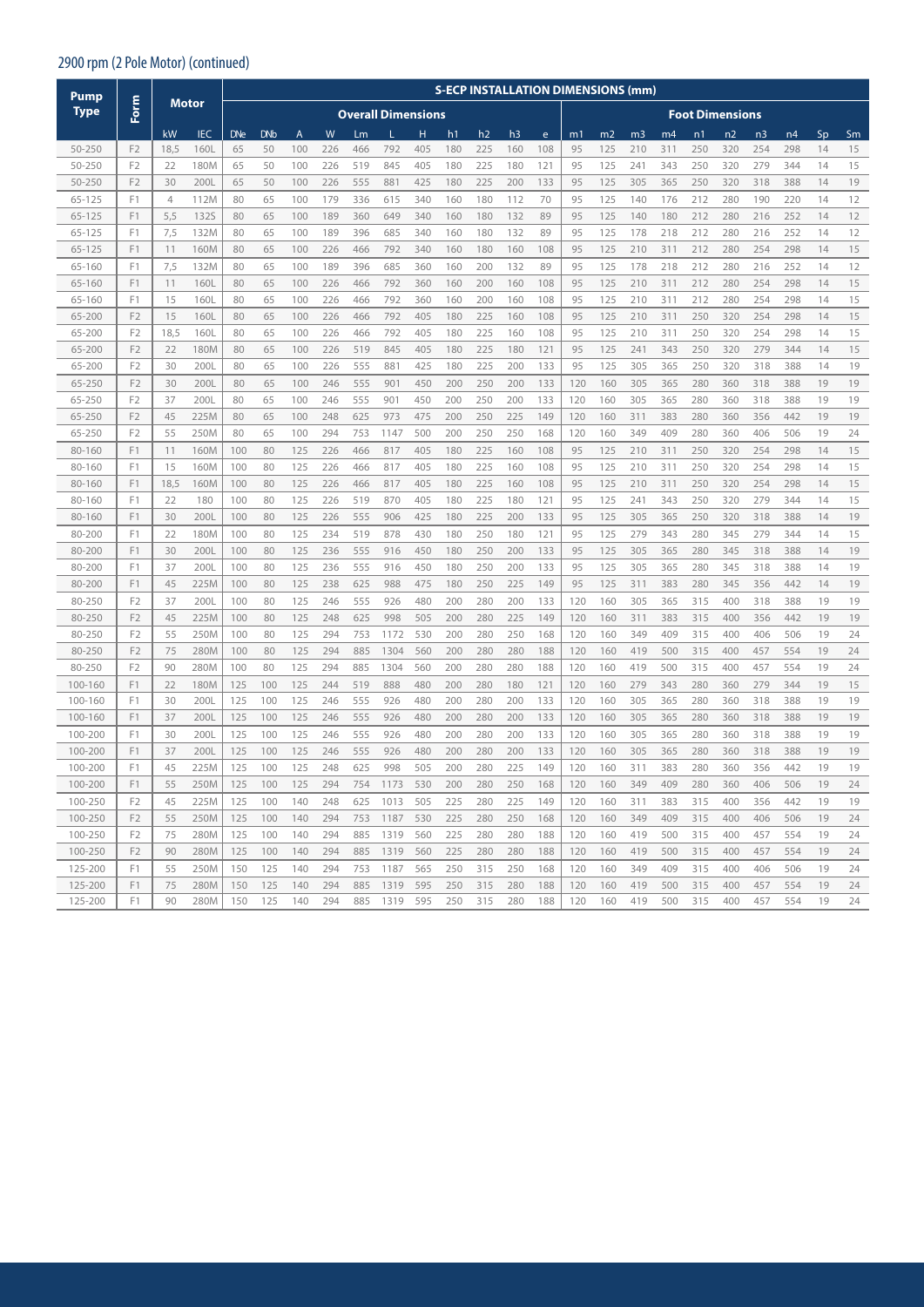## 2900 rpm (2 Pole Motor) (continued)

| Pump Type | Form | Motor | | S-ECP INSTALLATION DIMENSIONS (mm) | | | | | | | | | | | | | | | | | | | | | |
|---|---|---|---|---|---|---|---|---|---|---|---|---|---|---|---|---|---|---|---|---|---|---|---|---|---|
| | | | | Overall Dimensions | | | | | | | | | | | | Foot Dimensions | | | | | | | | | |
| | | kW | IEC | DNe | DNb | A | W | Lm | L | H | h1 | h2 | h3 | e | m1 | m2 | m3 | m4 | n1 | n2 | n3 | n4 | Sp | Sm |
| 50-250 | F2 | 18,5 | 160L | 65 | 50 | 100 | 226 | 466 | 792 | 405 | 180 | 225 | 160 | 108 | 95 | 125 | 210 | 311 | 250 | 320 | 254 | 298 | 14 | 15 |
| 50-250 | F2 | 22 | 180M | 65 | 50 | 100 | 226 | 519 | 845 | 405 | 180 | 225 | 180 | 121 | 95 | 125 | 241 | 343 | 250 | 320 | 279 | 344 | 14 | 15 |
| 50-250 | F2 | 30 | 200L | 65 | 50 | 100 | 226 | 555 | 881 | 425 | 180 | 225 | 200 | 133 | 95 | 125 | 305 | 365 | 250 | 320 | 318 | 388 | 14 | 19 |
| 65-125 | F1 | 4 | 112M | 80 | 65 | 100 | 179 | 336 | 615 | 340 | 160 | 180 | 112 | 70 | 95 | 125 | 140 | 176 | 212 | 280 | 190 | 220 | 14 | 12 |
| 65-125 | F1 | 5,5 | 132S | 80 | 65 | 100 | 189 | 360 | 649 | 340 | 160 | 180 | 132 | 89 | 95 | 125 | 140 | 180 | 212 | 280 | 216 | 252 | 14 | 12 |
| 65-125 | F1 | 7,5 | 132M | 80 | 65 | 100 | 189 | 396 | 685 | 340 | 160 | 180 | 132 | 89 | 95 | 125 | 178 | 218 | 212 | 280 | 216 | 252 | 14 | 12 |
| 65-125 | F1 | 11 | 160M | 80 | 65 | 100 | 226 | 466 | 792 | 340 | 160 | 180 | 160 | 108 | 95 | 125 | 210 | 311 | 212 | 280 | 254 | 298 | 14 | 15 |
| 65-160 | F1 | 7,5 | 132M | 80 | 65 | 100 | 189 | 396 | 685 | 360 | 160 | 200 | 132 | 89 | 95 | 125 | 178 | 218 | 212 | 280 | 216 | 252 | 14 | 12 |
| 65-160 | F1 | 11 | 160L | 80 | 65 | 100 | 226 | 466 | 792 | 360 | 160 | 200 | 160 | 108 | 95 | 125 | 210 | 311 | 212 | 280 | 254 | 298 | 14 | 15 |
| 65-160 | F1 | 15 | 160L | 80 | 65 | 100 | 226 | 466 | 792 | 360 | 160 | 200 | 160 | 108 | 95 | 125 | 210 | 311 | 212 | 280 | 254 | 298 | 14 | 15 |
| 65-200 | F2 | 15 | 160L | 80 | 65 | 100 | 226 | 466 | 792 | 405 | 180 | 225 | 160 | 108 | 95 | 125 | 210 | 311 | 250 | 320 | 254 | 298 | 14 | 15 |
| 65-200 | F2 | 18,5 | 160L | 80 | 65 | 100 | 226 | 466 | 792 | 405 | 180 | 225 | 160 | 108 | 95 | 125 | 210 | 311 | 250 | 320 | 254 | 298 | 14 | 15 |
| 65-200 | F2 | 22 | 180M | 80 | 65 | 100 | 226 | 519 | 845 | 405 | 180 | 225 | 180 | 121 | 95 | 125 | 241 | 343 | 250 | 320 | 279 | 344 | 14 | 15 |
| 65-200 | F2 | 30 | 200L | 80 | 65 | 100 | 226 | 555 | 881 | 425 | 180 | 225 | 200 | 133 | 95 | 125 | 305 | 365 | 250 | 320 | 318 | 388 | 14 | 19 |
| 65-250 | F2 | 30 | 200L | 80 | 65 | 100 | 246 | 555 | 901 | 450 | 200 | 250 | 200 | 133 | 120 | 160 | 305 | 365 | 280 | 360 | 318 | 388 | 19 | 19 |
| 65-250 | F2 | 37 | 200L | 80 | 65 | 100 | 246 | 555 | 901 | 450 | 200 | 250 | 200 | 133 | 120 | 160 | 305 | 365 | 280 | 360 | 318 | 388 | 19 | 19 |
| 65-250 | F2 | 45 | 225M | 80 | 65 | 100 | 248 | 625 | 973 | 475 | 200 | 250 | 225 | 149 | 120 | 160 | 311 | 383 | 280 | 360 | 356 | 442 | 19 | 19 |
| 65-250 | F2 | 55 | 250M | 80 | 65 | 100 | 294 | 753 | 1147 | 500 | 200 | 250 | 250 | 168 | 120 | 160 | 349 | 409 | 280 | 360 | 406 | 506 | 19 | 24 |
| 80-160 | F1 | 11 | 160M | 100 | 80 | 125 | 226 | 466 | 817 | 405 | 180 | 225 | 160 | 108 | 95 | 125 | 210 | 311 | 250 | 320 | 254 | 298 | 14 | 15 |
| 80-160 | F1 | 15 | 160M | 100 | 80 | 125 | 226 | 466 | 817 | 405 | 180 | 225 | 160 | 108 | 95 | 125 | 210 | 311 | 250 | 320 | 254 | 298 | 14 | 15 |
| 80-160 | F1 | 18,5 | 160M | 100 | 80 | 125 | 226 | 466 | 817 | 405 | 180 | 225 | 160 | 108 | 95 | 125 | 210 | 311 | 250 | 320 | 254 | 298 | 14 | 15 |
| 80-160 | F1 | 22 | 180 | 100 | 80 | 125 | 226 | 519 | 870 | 405 | 180 | 225 | 180 | 121 | 95 | 125 | 241 | 343 | 250 | 320 | 279 | 344 | 14 | 15 |
| 80-160 | F1 | 30 | 200L | 100 | 80 | 125 | 226 | 555 | 906 | 425 | 180 | 225 | 200 | 133 | 95 | 125 | 305 | 365 | 250 | 320 | 318 | 388 | 14 | 19 |
| 80-200 | F1 | 22 | 180M | 100 | 80 | 125 | 234 | 519 | 878 | 430 | 180 | 250 | 180 | 121 | 95 | 125 | 279 | 343 | 280 | 345 | 279 | 344 | 14 | 15 |
| 80-200 | F1 | 30 | 200L | 100 | 80 | 125 | 236 | 555 | 916 | 450 | 180 | 250 | 200 | 133 | 95 | 125 | 305 | 365 | 280 | 345 | 318 | 388 | 14 | 19 |
| 80-200 | F1 | 37 | 200L | 100 | 80 | 125 | 236 | 555 | 916 | 450 | 180 | 250 | 200 | 133 | 95 | 125 | 305 | 365 | 280 | 345 | 318 | 388 | 14 | 19 |
| 80-200 | F1 | 45 | 225M | 100 | 80 | 125 | 238 | 625 | 988 | 475 | 180 | 250 | 225 | 149 | 95 | 125 | 311 | 383 | 280 | 345 | 356 | 442 | 14 | 19 |
| 80-250 | F2 | 37 | 200L | 100 | 80 | 125 | 246 | 555 | 926 | 480 | 200 | 280 | 200 | 133 | 120 | 160 | 305 | 365 | 315 | 400 | 318 | 388 | 19 | 19 |
| 80-250 | F2 | 45 | 225M | 100 | 80 | 125 | 248 | 625 | 998 | 505 | 200 | 280 | 225 | 149 | 120 | 160 | 311 | 383 | 315 | 400 | 356 | 442 | 19 | 19 |
| 80-250 | F2 | 55 | 250M | 100 | 80 | 125 | 294 | 753 | 1172 | 530 | 200 | 280 | 250 | 168 | 120 | 160 | 349 | 409 | 315 | 400 | 406 | 506 | 19 | 24 |
| 80-250 | F2 | 75 | 280M | 100 | 80 | 125 | 294 | 885 | 1304 | 560 | 200 | 280 | 280 | 188 | 120 | 160 | 419 | 500 | 315 | 400 | 457 | 554 | 19 | 24 |
| 80-250 | F2 | 90 | 280M | 100 | 80 | 125 | 294 | 885 | 1304 | 560 | 200 | 280 | 280 | 188 | 120 | 160 | 419 | 500 | 315 | 400 | 457 | 554 | 19 | 24 |
| 100-160 | F1 | 22 | 180M | 125 | 100 | 125 | 244 | 519 | 888 | 480 | 200 | 280 | 180 | 121 | 120 | 160 | 279 | 343 | 280 | 360 | 279 | 344 | 19 | 15 |
| 100-160 | F1 | 30 | 200L | 125 | 100 | 125 | 246 | 555 | 926 | 480 | 200 | 280 | 200 | 133 | 120 | 160 | 305 | 365 | 280 | 360 | 318 | 388 | 19 | 19 |
| 100-160 | F1 | 37 | 200L | 125 | 100 | 125 | 246 | 555 | 926 | 480 | 200 | 280 | 200 | 133 | 120 | 160 | 305 | 365 | 280 | 360 | 318 | 388 | 19 | 19 |
| 100-200 | F1 | 30 | 200L | 125 | 100 | 125 | 246 | 555 | 926 | 480 | 200 | 280 | 200 | 133 | 120 | 160 | 305 | 365 | 280 | 360 | 318 | 388 | 19 | 19 |
| 100-200 | F1 | 37 | 200L | 125 | 100 | 125 | 246 | 555 | 926 | 480 | 200 | 280 | 200 | 133 | 120 | 160 | 305 | 365 | 280 | 360 | 318 | 388 | 19 | 19 |
| 100-200 | F1 | 45 | 225M | 125 | 100 | 125 | 248 | 625 | 998 | 505 | 200 | 280 | 225 | 149 | 120 | 160 | 311 | 383 | 280 | 360 | 356 | 442 | 19 | 19 |
| 100-200 | F1 | 55 | 250M | 125 | 100 | 125 | 294 | 754 | 1173 | 530 | 200 | 280 | 250 | 168 | 120 | 160 | 349 | 409 | 280 | 360 | 406 | 506 | 19 | 24 |
| 100-250 | F2 | 45 | 225M | 125 | 100 | 140 | 248 | 625 | 1013 | 505 | 225 | 280 | 225 | 149 | 120 | 160 | 311 | 383 | 315 | 400 | 356 | 442 | 19 | 19 |
| 100-250 | F2 | 55 | 250M | 125 | 100 | 140 | 294 | 753 | 1187 | 530 | 225 | 280 | 250 | 168 | 120 | 160 | 349 | 409 | 315 | 400 | 406 | 506 | 19 | 24 |
| 100-250 | F2 | 75 | 280M | 125 | 100 | 140 | 294 | 885 | 1319 | 560 | 225 | 280 | 280 | 188 | 120 | 160 | 419 | 500 | 315 | 400 | 457 | 554 | 19 | 24 |
| 100-250 | F2 | 90 | 280M | 125 | 100 | 140 | 294 | 885 | 1319 | 560 | 225 | 280 | 280 | 188 | 120 | 160 | 419 | 500 | 315 | 400 | 457 | 554 | 19 | 24 |
| 125-200 | F1 | 55 | 250M | 150 | 125 | 140 | 294 | 753 | 1187 | 565 | 250 | 315 | 250 | 168 | 120 | 160 | 349 | 409 | 315 | 400 | 406 | 506 | 19 | 24 |
| 125-200 | F1 | 75 | 280M | 150 | 125 | 140 | 294 | 885 | 1319 | 595 | 250 | 315 | 280 | 188 | 120 | 160 | 419 | 500 | 315 | 400 | 457 | 554 | 19 | 24 |
| 125-200 | F1 | 90 | 280M | 150 | 125 | 140 | 294 | 885 | 1319 | 595 | 250 | 315 | 280 | 188 | 120 | 160 | 419 | 500 | 315 | 400 | 457 | 554 | 19 | 24 |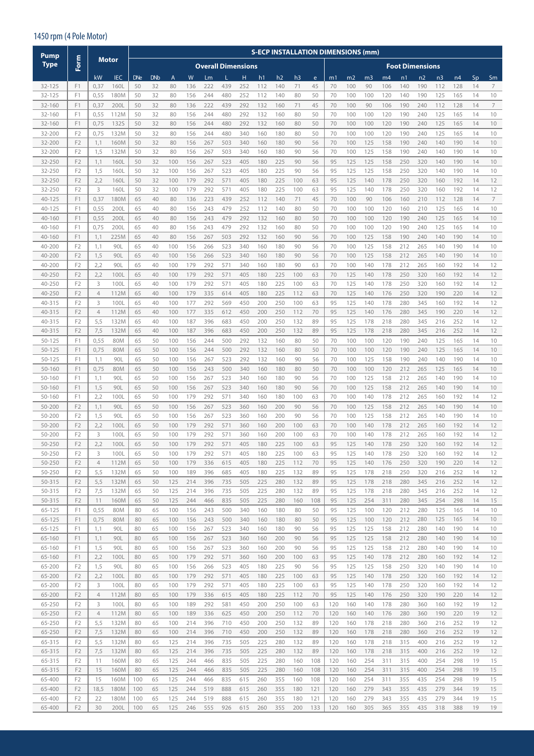## 1450 rpm (4 Pole Motor)

| Pump Type | Form | Motor | | S-ECP INSTALLATION DIMENSIONS (mm) | | | | | | | | | | | | | | | | | | | | |
|---|---|---|---|---|---|---|---|---|---|---|---|---|---|---|---|---|---|---|---|---|---|---|---|---|
| | | | | Overall Dimensions | | | | | | | | | | | Foot Dimensions | | | | | | | | | |
| | | kW | IEC | DNe | DNb | A | W | Lm | L | H | h1 | h2 | h3 | e | m1 | m2 | m3 | m4 | n1 | n2 | n3 | n4 | Sp | Sm |
| 32-125 | F1 | 0,37 | 160L | 50 | 32 | 80 | 136 | 222 | 439 | 252 | 112 | 140 | 71 | 45 | 70 | 100 | 90 | 106 | 140 | 190 | 112 | 128 | 14 | 7 |
| 32-125 | F1 | 0,55 | 180M | 50 | 32 | 80 | 156 | 244 | 480 | 252 | 112 | 140 | 80 | 50 | 70 | 100 | 100 | 120 | 140 | 190 | 125 | 165 | 14 | 10 |
| 32-160 | F1 | 0,37 | 200L | 50 | 32 | 80 | 136 | 222 | 439 | 292 | 132 | 160 | 71 | 45 | 70 | 100 | 90 | 106 | 190 | 240 | 112 | 128 | 14 | 7 |
| 32-160 | F1 | 0,55 | 112M | 50 | 32 | 80 | 156 | 244 | 480 | 292 | 132 | 160 | 80 | 50 | 70 | 100 | 100 | 120 | 190 | 240 | 125 | 165 | 14 | 10 |
| 32-160 | F1 | 0,75 | 132S | 50 | 32 | 80 | 156 | 244 | 480 | 292 | 132 | 160 | 80 | 50 | 70 | 100 | 100 | 120 | 190 | 240 | 125 | 165 | 14 | 10 |
| 32-200 | F2 | 0,75 | 132M | 50 | 32 | 80 | 156 | 244 | 480 | 340 | 160 | 180 | 80 | 50 | 70 | 100 | 100 | 120 | 190 | 240 | 125 | 165 | 14 | 10 |
| 32-200 | F2 | 1,1 | 160M | 50 | 32 | 80 | 156 | 267 | 503 | 340 | 160 | 180 | 90 | 56 | 70 | 100 | 125 | 158 | 190 | 240 | 140 | 190 | 14 | 10 |
| 32-200 | F2 | 1,5 | 132M | 50 | 32 | 80 | 156 | 267 | 503 | 340 | 160 | 180 | 90 | 56 | 70 | 100 | 125 | 158 | 190 | 240 | 140 | 190 | 14 | 10 |
| 32-250 | F2 | 1,1 | 160L | 50 | 32 | 100 | 156 | 267 | 523 | 405 | 180 | 225 | 90 | 56 | 95 | 125 | 125 | 158 | 250 | 320 | 140 | 190 | 14 | 10 |
| 32-250 | F2 | 1,5 | 160L | 50 | 32 | 100 | 156 | 267 | 523 | 405 | 180 | 225 | 90 | 56 | 95 | 125 | 125 | 158 | 250 | 320 | 140 | 190 | 14 | 10 |
| 32-250 | F2 | 2,2 | 160L | 50 | 32 | 100 | 179 | 292 | 571 | 405 | 180 | 225 | 100 | 63 | 95 | 125 | 140 | 178 | 250 | 320 | 160 | 192 | 14 | 12 |
| 32-250 | F2 | 3 | 160L | 50 | 32 | 100 | 179 | 292 | 571 | 405 | 180 | 225 | 100 | 63 | 95 | 125 | 140 | 178 | 250 | 320 | 160 | 192 | 14 | 12 |
| 40-125 | F1 | 0,37 | 180M | 65 | 40 | 80 | 136 | 223 | 439 | 252 | 112 | 140 | 71 | 45 | 70 | 100 | 90 | 106 | 160 | 210 | 112 | 128 | 14 | 7 |
| 40-125 | F1 | 0,55 | 200L | 65 | 40 | 80 | 156 | 243 | 479 | 252 | 112 | 140 | 80 | 50 | 70 | 100 | 100 | 120 | 160 | 210 | 125 | 165 | 14 | 10 |
| 40-160 | F1 | 0,55 | 200L | 65 | 40 | 80 | 156 | 243 | 479 | 292 | 132 | 160 | 80 | 50 | 70 | 100 | 100 | 120 | 190 | 240 | 125 | 165 | 14 | 10 |
| 40-160 | F1 | 0,75 | 200L | 65 | 40 | 80 | 156 | 243 | 479 | 292 | 132 | 160 | 80 | 50 | 70 | 100 | 100 | 120 | 190 | 240 | 125 | 165 | 14 | 10 |
| 40-160 | F1 | 1,1 | 225M | 65 | 40 | 80 | 156 | 267 | 503 | 292 | 132 | 160 | 90 | 56 | 70 | 100 | 125 | 158 | 190 | 240 | 140 | 190 | 14 | 10 |
| 40-200 | F2 | 1,1 | 90L | 65 | 40 | 100 | 156 | 266 | 523 | 340 | 160 | 180 | 90 | 56 | 70 | 100 | 125 | 158 | 212 | 265 | 140 | 190 | 14 | 10 |
| 40-200 | F2 | 1,5 | 90L | 65 | 40 | 100 | 156 | 266 | 523 | 340 | 160 | 180 | 90 | 56 | 70 | 100 | 125 | 158 | 212 | 265 | 140 | 190 | 14 | 10 |
| 40-200 | F2 | 2,2 | 90L | 65 | 40 | 100 | 179 | 292 | 571 | 340 | 160 | 180 | 90 | 63 | 70 | 100 | 140 | 178 | 212 | 265 | 160 | 192 | 14 | 12 |
| 40-250 | F2 | 2,2 | 100L | 65 | 40 | 100 | 179 | 292 | 571 | 405 | 180 | 225 | 100 | 63 | 70 | 125 | 140 | 178 | 250 | 320 | 160 | 192 | 14 | 12 |
| 40-250 | F2 | 3 | 100L | 65 | 40 | 100 | 179 | 292 | 571 | 405 | 180 | 225 | 100 | 63 | 70 | 125 | 140 | 178 | 250 | 320 | 160 | 192 | 14 | 12 |
| 40-250 | F2 | 4 | 112M | 65 | 40 | 100 | 179 | 335 | 614 | 405 | 180 | 225 | 112 | 63 | 70 | 125 | 140 | 176 | 250 | 320 | 190 | 220 | 14 | 12 |
| 40-315 | F2 | 3 | 100L | 65 | 40 | 100 | 177 | 292 | 569 | 450 | 200 | 250 | 100 | 63 | 95 | 125 | 140 | 178 | 280 | 345 | 160 | 192 | 14 | 12 |
| 40-315 | F2 | 4 | 112M | 65 | 40 | 100 | 177 | 335 | 612 | 450 | 200 | 250 | 112 | 70 | 95 | 125 | 140 | 176 | 280 | 345 | 190 | 220 | 14 | 12 |
| 40-315 | F2 | 5,5 | 132M | 65 | 40 | 100 | 187 | 396 | 683 | 450 | 200 | 250 | 132 | 89 | 95 | 125 | 178 | 218 | 280 | 345 | 216 | 252 | 14 | 12 |
| 40-315 | F2 | 7,5 | 132M | 65 | 40 | 100 | 187 | 396 | 683 | 450 | 200 | 250 | 132 | 89 | 95 | 125 | 178 | 218 | 280 | 345 | 216 | 252 | 14 | 12 |
| 50-125 | F1 | 0,55 | 80M | 65 | 50 | 100 | 156 | 244 | 500 | 292 | 132 | 160 | 80 | 50 | 70 | 100 | 100 | 120 | 190 | 240 | 125 | 165 | 14 | 10 |
| 50-125 | F1 | 0,75 | 80M | 65 | 50 | 100 | 156 | 244 | 500 | 292 | 132 | 160 | 80 | 50 | 70 | 100 | 100 | 120 | 190 | 240 | 125 | 165 | 14 | 10 |
| 50-125 | F1 | 1,1 | 90L | 65 | 50 | 100 | 156 | 267 | 523 | 292 | 132 | 160 | 90 | 56 | 70 | 100 | 125 | 158 | 190 | 240 | 140 | 190 | 14 | 10 |
| 50-160 | F1 | 0,75 | 80M | 65 | 50 | 100 | 156 | 243 | 500 | 340 | 160 | 180 | 80 | 50 | 70 | 100 | 100 | 120 | 212 | 265 | 125 | 165 | 14 | 10 |
| 50-160 | F1 | 1,1 | 90L | 65 | 50 | 100 | 156 | 267 | 523 | 340 | 160 | 180 | 90 | 56 | 70 | 100 | 125 | 158 | 212 | 265 | 140 | 190 | 14 | 10 |
| 50-160 | F1 | 1,5 | 90L | 65 | 50 | 100 | 156 | 267 | 523 | 340 | 160 | 180 | 90 | 56 | 70 | 100 | 125 | 158 | 212 | 265 | 140 | 190 | 14 | 10 |
| 50-160 | F1 | 2,2 | 100L | 65 | 50 | 100 | 179 | 292 | 571 | 340 | 160 | 180 | 100 | 63 | 70 | 100 | 140 | 178 | 212 | 265 | 160 | 192 | 14 | 12 |
| 50-200 | F2 | 1,1 | 90L | 65 | 50 | 100 | 156 | 267 | 523 | 360 | 160 | 200 | 90 | 56 | 70 | 100 | 125 | 158 | 212 | 265 | 140 | 190 | 14 | 10 |
| 50-200 | F2 | 1,5 | 90L | 65 | 50 | 100 | 156 | 267 | 523 | 360 | 160 | 200 | 90 | 56 | 70 | 100 | 125 | 158 | 212 | 265 | 140 | 190 | 14 | 10 |
| 50-200 | F2 | 2,2 | 100L | 65 | 50 | 100 | 179 | 292 | 571 | 360 | 160 | 200 | 100 | 63 | 70 | 100 | 140 | 178 | 212 | 265 | 160 | 192 | 14 | 12 |
| 50-200 | F2 | 3 | 100L | 65 | 50 | 100 | 179 | 292 | 571 | 360 | 160 | 200 | 100 | 63 | 70 | 100 | 140 | 178 | 212 | 265 | 160 | 192 | 14 | 12 |
| 50-250 | F2 | 2,2 | 100L | 65 | 50 | 100 | 179 | 292 | 571 | 405 | 180 | 225 | 100 | 63 | 95 | 125 | 140 | 178 | 250 | 320 | 160 | 192 | 14 | 12 |
| 50-250 | F2 | 3 | 100L | 65 | 50 | 100 | 179 | 292 | 571 | 405 | 180 | 225 | 100 | 63 | 95 | 125 | 140 | 178 | 250 | 320 | 160 | 192 | 14 | 12 |
| 50-250 | F2 | 4 | 112M | 65 | 50 | 100 | 179 | 336 | 615 | 405 | 180 | 225 | 112 | 70 | 95 | 125 | 140 | 176 | 250 | 320 | 190 | 220 | 14 | 12 |
| 50-250 | F2 | 5,5 | 132M | 65 | 50 | 100 | 189 | 396 | 685 | 405 | 180 | 225 | 132 | 89 | 95 | 125 | 178 | 218 | 250 | 320 | 216 | 252 | 14 | 12 |
| 50-315 | F2 | 5,5 | 132M | 65 | 50 | 125 | 214 | 396 | 735 | 505 | 225 | 280 | 132 | 89 | 95 | 125 | 178 | 218 | 280 | 345 | 216 | 252 | 14 | 12 |
| 50-315 | F2 | 7,5 | 132M | 65 | 50 | 125 | 214 | 396 | 735 | 505 | 225 | 280 | 132 | 89 | 95 | 125 | 178 | 218 | 280 | 345 | 216 | 252 | 14 | 12 |
| 50-315 | F2 | 11 | 160M | 65 | 50 | 125 | 244 | 466 | 835 | 505 | 225 | 280 | 160 | 108 | 95 | 125 | 254 | 311 | 280 | 345 | 254 | 298 | 14 | 15 |
| 65-125 | F1 | 0,55 | 80M | 80 | 65 | 100 | 156 | 243 | 500 | 340 | 160 | 180 | 80 | 50 | 95 | 125 | 100 | 120 | 212 | 280 | 125 | 165 | 14 | 10 |
| 65-125 | F1 | 0,75 | 80M | 80 | 65 | 100 | 156 | 243 | 500 | 340 | 160 | 180 | 80 | 50 | 95 | 125 | 100 | 120 | 212 | 280 | 125 | 165 | 14 | 10 |
| 65-125 | F1 | 1,1 | 90L | 80 | 65 | 100 | 156 | 267 | 523 | 340 | 160 | 180 | 90 | 56 | 95 | 125 | 125 | 158 | 212 | 280 | 140 | 190 | 14 | 10 |
| 65-160 | F1 | 1,1 | 90L | 80 | 65 | 100 | 156 | 267 | 523 | 360 | 160 | 200 | 90 | 56 | 95 | 125 | 125 | 158 | 212 | 280 | 140 | 190 | 14 | 10 |
| 65-160 | F1 | 1,5 | 90L | 80 | 65 | 100 | 156 | 267 | 523 | 360 | 160 | 200 | 90 | 56 | 95 | 125 | 125 | 158 | 212 | 280 | 140 | 190 | 14 | 10 |
| 65-160 | F1 | 2,2 | 100L | 80 | 65 | 100 | 179 | 292 | 571 | 360 | 160 | 200 | 100 | 63 | 95 | 125 | 140 | 178 | 212 | 280 | 160 | 192 | 14 | 12 |
| 65-200 | F2 | 1,5 | 90L | 80 | 65 | 100 | 156 | 266 | 523 | 405 | 180 | 225 | 90 | 56 | 95 | 125 | 125 | 158 | 250 | 320 | 140 | 190 | 14 | 10 |
| 65-200 | F2 | 2,2 | 100L | 80 | 65 | 100 | 179 | 292 | 571 | 405 | 180 | 225 | 100 | 63 | 95 | 125 | 140 | 178 | 250 | 320 | 160 | 192 | 14 | 12 |
| 65-200 | F2 | 3 | 100L | 80 | 65 | 100 | 179 | 292 | 571 | 405 | 180 | 225 | 100 | 63 | 95 | 125 | 140 | 178 | 250 | 320 | 160 | 192 | 14 | 12 |
| 65-200 | F2 | 4 | 112M | 80 | 65 | 100 | 179 | 336 | 615 | 405 | 180 | 225 | 112 | 70 | 95 | 125 | 140 | 176 | 250 | 320 | 190 | 220 | 14 | 12 |
| 65-250 | F2 | 3 | 100L | 80 | 65 | 100 | 189 | 292 | 581 | 450 | 200 | 250 | 100 | 63 | 120 | 160 | 140 | 178 | 280 | 360 | 160 | 192 | 19 | 12 |
| 65-250 | F2 | 4 | 112M | 80 | 65 | 100 | 189 | 336 | 625 | 450 | 200 | 250 | 112 | 70 | 120 | 160 | 140 | 176 | 280 | 360 | 190 | 220 | 19 | 12 |
| 65-250 | F2 | 5,5 | 132M | 80 | 65 | 100 | 214 | 396 | 710 | 450 | 200 | 250 | 132 | 89 | 120 | 160 | 178 | 218 | 280 | 360 | 216 | 252 | 19 | 12 |
| 65-250 | F2 | 7,5 | 132M | 80 | 65 | 100 | 214 | 396 | 710 | 450 | 200 | 250 | 132 | 89 | 120 | 160 | 178 | 218 | 280 | 360 | 216 | 252 | 19 | 12 |
| 65-315 | F2 | 5,5 | 132M | 80 | 65 | 125 | 214 | 396 | 735 | 505 | 225 | 280 | 132 | 89 | 120 | 160 | 178 | 218 | 315 | 400 | 216 | 252 | 19 | 12 |
| 65-315 | F2 | 7,5 | 132M | 80 | 65 | 125 | 214 | 396 | 735 | 505 | 225 | 280 | 132 | 89 | 120 | 160 | 178 | 218 | 315 | 400 | 216 | 252 | 19 | 12 |
| 65-315 | F2 | 11 | 160M | 80 | 65 | 125 | 244 | 466 | 835 | 505 | 225 | 280 | 160 | 108 | 120 | 160 | 254 | 311 | 315 | 400 | 254 | 298 | 19 | 15 |
| 65-315 | F2 | 15 | 160M | 80 | 65 | 125 | 244 | 466 | 835 | 505 | 225 | 280 | 160 | 108 | 120 | 160 | 254 | 311 | 315 | 400 | 254 | 298 | 19 | 15 |
| 65-400 | F2 | 15 | 160M | 100 | 65 | 125 | 244 | 466 | 835 | 615 | 260 | 355 | 160 | 108 | 120 | 160 | 254 | 311 | 355 | 435 | 254 | 298 | 19 | 15 |
| 65-400 | F2 | 18,5 | 180M | 100 | 65 | 125 | 244 | 519 | 888 | 615 | 260 | 355 | 180 | 121 | 120 | 160 | 279 | 343 | 355 | 435 | 279 | 344 | 19 | 15 |
| 65-400 | F2 | 22 | 180M | 100 | 65 | 125 | 244 | 519 | 888 | 615 | 260 | 355 | 180 | 121 | 120 | 160 | 279 | 343 | 355 | 435 | 279 | 344 | 19 | 15 |
| 65-400 | F2 | 30 | 200L | 100 | 65 | 125 | 246 | 555 | 926 | 615 | 260 | 355 | 200 | 133 | 120 | 160 | 305 | 365 | 355 | 435 | 318 | 388 | 19 | 19 |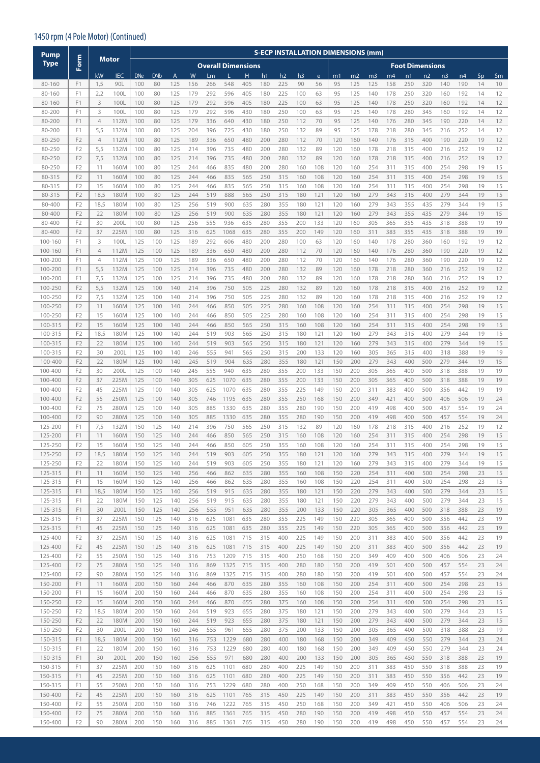## 1450 rpm (4 Pole Motor) (Continued)

| Pump Type | Form | Motor | | S-ECP INSTALLATION DIMENSIONS (mm) | | | | | | | | | | | | | | | | | | | | | | |
|---|---|---|---|---|---|---|---|---|---|---|---|---|---|---|---|---|---|---|---|---|---|---|---|---|---|---|
| | | | | Overall Dimensions | | | | | | | | | | | | Foot Dimensions | | | | | | | | | | |
| | | kW | IEC | DNe | DNb | A | W | Lm | L | H | h1 | h2 | h3 | e | m1 | m2 | m3 | m4 | n1 | n2 | n3 | n4 | Sp | Sm |
| 80-160 | F1 | 1,5 | 90L | 100 | 80 | 125 | 156 | 266 | 548 | 405 | 180 | 225 | 90 | 56 | 95 | 125 | 125 | 158 | 250 | 320 | 140 | 190 | 14 | 10 |
| 80-160 | F1 | 2,2 | 100L | 100 | 80 | 125 | 179 | 292 | 596 | 405 | 180 | 225 | 100 | 63 | 95 | 125 | 140 | 178 | 250 | 320 | 160 | 192 | 14 | 12 |
| 80-160 | F1 | 3 | 100L | 100 | 80 | 125 | 179 | 292 | 596 | 405 | 180 | 225 | 100 | 63 | 95 | 125 | 140 | 178 | 250 | 320 | 160 | 192 | 14 | 12 |
| 80-200 | F1 | 3 | 100L | 100 | 80 | 125 | 179 | 292 | 596 | 430 | 180 | 250 | 100 | 63 | 95 | 125 | 140 | 178 | 280 | 345 | 160 | 192 | 14 | 12 |
| 80-200 | F1 | 4 | 112M | 100 | 80 | 125 | 179 | 336 | 640 | 430 | 180 | 250 | 112 | 70 | 95 | 125 | 140 | 176 | 280 | 345 | 190 | 220 | 14 | 12 |
| 80-200 | F1 | 5,5 | 132M | 100 | 80 | 125 | 204 | 396 | 725 | 430 | 180 | 250 | 132 | 89 | 95 | 125 | 178 | 218 | 280 | 345 | 216 | 252 | 14 | 12 |
| 80-250 | F2 | 4 | 112M | 100 | 80 | 125 | 189 | 336 | 650 | 480 | 200 | 280 | 112 | 70 | 120 | 160 | 140 | 176 | 315 | 400 | 190 | 220 | 19 | 12 |
| 80-250 | F2 | 5,5 | 132M | 100 | 80 | 125 | 214 | 396 | 735 | 480 | 200 | 280 | 132 | 89 | 120 | 160 | 178 | 218 | 315 | 400 | 216 | 252 | 19 | 12 |
| 80-250 | F2 | 7,5 | 132M | 100 | 80 | 125 | 214 | 396 | 735 | 480 | 200 | 280 | 132 | 89 | 120 | 160 | 178 | 218 | 315 | 400 | 216 | 252 | 19 | 12 |
| 80-250 | F2 | 11 | 160M | 100 | 80 | 125 | 244 | 466 | 835 | 480 | 200 | 280 | 160 | 108 | 120 | 160 | 254 | 311 | 315 | 400 | 254 | 298 | 19 | 15 |
| 80-315 | F2 | 11 | 160M | 100 | 80 | 125 | 244 | 466 | 835 | 565 | 250 | 315 | 160 | 108 | 120 | 160 | 254 | 311 | 315 | 400 | 254 | 298 | 19 | 15 |
| 80-315 | F2 | 15 | 160M | 100 | 80 | 125 | 244 | 466 | 835 | 565 | 250 | 315 | 160 | 108 | 120 | 160 | 254 | 311 | 315 | 400 | 254 | 298 | 19 | 15 |
| 80-315 | F2 | 18,5 | 180M | 100 | 80 | 125 | 244 | 519 | 888 | 565 | 250 | 315 | 180 | 121 | 120 | 160 | 279 | 343 | 315 | 400 | 279 | 344 | 19 | 15 |
| 80-400 | F2 | 18,5 | 180M | 100 | 80 | 125 | 256 | 519 | 900 | 635 | 280 | 355 | 180 | 121 | 120 | 160 | 279 | 343 | 355 | 435 | 279 | 344 | 19 | 15 |
| 80-400 | F2 | 22 | 180M | 100 | 80 | 125 | 256 | 519 | 900 | 635 | 280 | 355 | 180 | 121 | 120 | 160 | 279 | 343 | 355 | 435 | 279 | 344 | 19 | 15 |
| 80-400 | F2 | 30 | 200L | 100 | 80 | 125 | 256 | 555 | 936 | 635 | 280 | 355 | 200 | 133 | 120 | 160 | 305 | 365 | 355 | 435 | 318 | 388 | 19 | 19 |
| 80-400 | F2 | 37 | 225M | 100 | 80 | 125 | 316 | 625 | 1068 | 635 | 280 | 355 | 200 | 149 | 120 | 160 | 311 | 383 | 355 | 435 | 318 | 388 | 19 | 19 |
| 100-160 | F1 | 3 | 100L | 125 | 100 | 125 | 189 | 292 | 606 | 480 | 200 | 280 | 100 | 63 | 120 | 160 | 140 | 178 | 280 | 360 | 160 | 192 | 19 | 12 |
| 100-160 | F1 | 4 | 112M | 125 | 100 | 125 | 189 | 336 | 650 | 480 | 200 | 280 | 112 | 70 | 120 | 160 | 140 | 176 | 280 | 360 | 190 | 220 | 19 | 12 |
| 100-200 | F1 | 4 | 112M | 125 | 100 | 125 | 189 | 336 | 650 | 480 | 200 | 280 | 112 | 70 | 120 | 160 | 140 | 176 | 280 | 360 | 190 | 220 | 19 | 12 |
| 100-200 | F1 | 5,5 | 132M | 125 | 100 | 125 | 214 | 396 | 735 | 480 | 200 | 280 | 132 | 89 | 120 | 160 | 178 | 218 | 280 | 360 | 216 | 252 | 19 | 12 |
| 100-200 | F1 | 7,5 | 132M | 125 | 100 | 125 | 214 | 396 | 735 | 480 | 200 | 280 | 132 | 89 | 120 | 160 | 178 | 218 | 280 | 360 | 216 | 252 | 19 | 12 |
| 100-250 | F2 | 5,5 | 132M | 125 | 100 | 140 | 214 | 396 | 750 | 505 | 225 | 280 | 132 | 89 | 120 | 160 | 178 | 218 | 315 | 400 | 216 | 252 | 19 | 12 |
| 100-250 | F2 | 7,5 | 132M | 125 | 100 | 140 | 214 | 396 | 750 | 505 | 225 | 280 | 132 | 89 | 120 | 160 | 178 | 218 | 315 | 400 | 216 | 252 | 19 | 12 |
| 100-250 | F2 | 11 | 160M | 125 | 100 | 140 | 244 | 466 | 850 | 505 | 225 | 280 | 160 | 108 | 120 | 160 | 254 | 311 | 315 | 400 | 254 | 298 | 19 | 15 |
| 100-250 | F2 | 15 | 160M | 125 | 100 | 140 | 244 | 466 | 850 | 505 | 225 | 280 | 160 | 108 | 120 | 160 | 254 | 311 | 315 | 400 | 254 | 298 | 19 | 15 |
| 100-315 | F2 | 15 | 160M | 125 | 100 | 140 | 244 | 466 | 850 | 565 | 250 | 315 | 160 | 108 | 120 | 160 | 254 | 311 | 315 | 400 | 254 | 298 | 19 | 15 |
| 100-315 | F2 | 18,5 | 180M | 125 | 100 | 140 | 244 | 519 | 903 | 565 | 250 | 315 | 180 | 121 | 120 | 160 | 279 | 343 | 315 | 400 | 279 | 344 | 19 | 15 |
| 100-315 | F2 | 22 | 180M | 125 | 100 | 140 | 244 | 519 | 903 | 565 | 250 | 315 | 180 | 121 | 120 | 160 | 279 | 343 | 315 | 400 | 279 | 344 | 19 | 15 |
| 100-315 | F2 | 30 | 200L | 125 | 100 | 140 | 246 | 555 | 941 | 565 | 250 | 315 | 200 | 133 | 120 | 160 | 305 | 365 | 315 | 400 | 318 | 388 | 19 | 19 |
| 100-400 | F2 | 22 | 180M | 125 | 100 | 140 | 245 | 519 | 904 | 635 | 280 | 355 | 180 | 121 | 150 | 200 | 279 | 343 | 400 | 500 | 279 | 344 | 19 | 15 |
| 100-400 | F2 | 30 | 200L | 125 | 100 | 140 | 245 | 555 | 940 | 635 | 280 | 355 | 200 | 133 | 150 | 200 | 305 | 365 | 400 | 500 | 318 | 388 | 19 | 19 |
| 100-400 | F2 | 37 | 225M | 125 | 100 | 140 | 305 | 625 | 1070 | 635 | 280 | 355 | 200 | 133 | 150 | 200 | 305 | 365 | 400 | 500 | 318 | 388 | 19 | 19 |
| 100-400 | F2 | 45 | 225M | 125 | 100 | 140 | 305 | 625 | 1070 | 635 | 280 | 355 | 225 | 149 | 150 | 200 | 311 | 383 | 400 | 500 | 356 | 442 | 19 | 19 |
| 100-400 | F2 | 55 | 250M | 125 | 100 | 140 | 305 | 746 | 1195 | 635 | 280 | 355 | 250 | 168 | 150 | 200 | 349 | 421 | 400 | 500 | 406 | 506 | 19 | 24 |
| 100-400 | F2 | 75 | 280M | 125 | 100 | 140 | 305 | 885 | 1330 | 635 | 280 | 355 | 280 | 190 | 150 | 200 | 419 | 498 | 400 | 500 | 457 | 554 | 19 | 24 |
| 100-400 | F2 | 90 | 280M | 125 | 100 | 140 | 305 | 885 | 1330 | 635 | 280 | 355 | 280 | 190 | 150 | 200 | 419 | 498 | 400 | 500 | 457 | 554 | 19 | 24 |
| 125-200 | F1 | 7,5 | 132M | 150 | 125 | 140 | 214 | 396 | 750 | 565 | 250 | 315 | 132 | 89 | 120 | 160 | 178 | 218 | 315 | 400 | 216 | 252 | 19 | 12 |
| 125-200 | F1 | 11 | 160M | 150 | 125 | 140 | 244 | 466 | 850 | 565 | 250 | 315 | 160 | 108 | 120 | 160 | 254 | 311 | 315 | 400 | 254 | 298 | 19 | 15 |
| 125-250 | F2 | 15 | 160M | 150 | 125 | 140 | 244 | 466 | 850 | 605 | 250 | 355 | 160 | 108 | 120 | 160 | 254 | 311 | 315 | 400 | 254 | 298 | 19 | 15 |
| 125-250 | F2 | 18,5 | 180M | 150 | 125 | 140 | 244 | 519 | 903 | 605 | 250 | 355 | 180 | 121 | 120 | 160 | 279 | 343 | 315 | 400 | 279 | 344 | 19 | 15 |
| 125-250 | F2 | 22 | 180M | 150 | 125 | 140 | 244 | 519 | 903 | 605 | 250 | 355 | 180 | 121 | 120 | 160 | 279 | 343 | 315 | 400 | 279 | 344 | 19 | 15 |
| 125-315 | F1 | 11 | 160M | 150 | 125 | 140 | 256 | 466 | 862 | 635 | 280 | 355 | 160 | 108 | 150 | 220 | 254 | 311 | 400 | 500 | 254 | 298 | 23 | 15 |
| 125-315 | F1 | 15 | 160M | 150 | 125 | 140 | 256 | 466 | 862 | 635 | 280 | 355 | 160 | 108 | 150 | 220 | 254 | 311 | 400 | 500 | 254 | 298 | 23 | 15 |
| 125-315 | F1 | 18,5 | 180M | 150 | 125 | 140 | 256 | 519 | 915 | 635 | 280 | 355 | 180 | 121 | 150 | 220 | 279 | 343 | 400 | 500 | 279 | 344 | 23 | 15 |
| 125-315 | F1 | 22 | 180M | 150 | 125 | 140 | 256 | 519 | 915 | 635 | 280 | 355 | 180 | 121 | 150 | 220 | 279 | 343 | 400 | 500 | 279 | 344 | 23 | 15 |
| 125-315 | F1 | 30 | 200L | 150 | 125 | 140 | 256 | 555 | 951 | 635 | 280 | 355 | 200 | 133 | 150 | 220 | 305 | 365 | 400 | 500 | 318 | 388 | 23 | 19 |
| 125-315 | F1 | 37 | 225M | 150 | 125 | 140 | 316 | 625 | 1081 | 635 | 280 | 355 | 225 | 149 | 150 | 220 | 305 | 365 | 400 | 500 | 356 | 442 | 23 | 19 |
| 125-315 | F1 | 45 | 225M | 150 | 125 | 140 | 316 | 625 | 1081 | 635 | 280 | 355 | 225 | 149 | 150 | 220 | 305 | 365 | 400 | 500 | 356 | 442 | 23 | 19 |
| 125-400 | F2 | 37 | 225M | 150 | 125 | 140 | 316 | 625 | 1081 | 715 | 315 | 400 | 225 | 149 | 150 | 200 | 311 | 383 | 400 | 500 | 356 | 442 | 23 | 19 |
| 125-400 | F2 | 45 | 225M | 150 | 125 | 140 | 316 | 625 | 1081 | 715 | 315 | 400 | 225 | 149 | 150 | 200 | 311 | 383 | 400 | 500 | 356 | 442 | 23 | 19 |
| 125-400 | F2 | 55 | 250M | 150 | 125 | 140 | 316 | 753 | 1209 | 715 | 315 | 400 | 250 | 168 | 150 | 200 | 349 | 409 | 400 | 500 | 406 | 506 | 23 | 24 |
| 125-400 | F2 | 75 | 280M | 150 | 125 | 140 | 316 | 869 | 1325 | 715 | 315 | 400 | 280 | 180 | 150 | 200 | 419 | 501 | 400 | 500 | 457 | 554 | 23 | 24 |
| 125-400 | F2 | 90 | 280M | 150 | 125 | 140 | 316 | 869 | 1325 | 715 | 315 | 400 | 280 | 180 | 150 | 200 | 419 | 501 | 400 | 500 | 457 | 554 | 23 | 24 |
| 150-200 | F1 | 11 | 160M | 200 | 150 | 160 | 244 | 466 | 870 | 635 | 280 | 355 | 160 | 108 | 150 | 200 | 254 | 311 | 400 | 500 | 254 | 298 | 23 | 15 |
| 150-200 | F1 | 15 | 160M | 200 | 150 | 160 | 244 | 466 | 870 | 635 | 280 | 355 | 160 | 108 | 150 | 200 | 254 | 311 | 400 | 500 | 254 | 298 | 23 | 15 |
| 150-250 | F2 | 15 | 160M | 200 | 150 | 160 | 244 | 466 | 870 | 655 | 280 | 375 | 160 | 108 | 150 | 200 | 254 | 311 | 400 | 500 | 254 | 298 | 23 | 15 |
| 150-250 | F2 | 18,5 | 180M | 200 | 150 | 160 | 244 | 519 | 923 | 655 | 280 | 375 | 180 | 121 | 150 | 200 | 279 | 343 | 400 | 500 | 279 | 344 | 23 | 15 |
| 150-250 | F2 | 22 | 180M | 200 | 150 | 160 | 244 | 519 | 923 | 655 | 280 | 375 | 180 | 121 | 150 | 200 | 279 | 343 | 400 | 500 | 279 | 344 | 23 | 15 |
| 150-250 | F2 | 30 | 200L | 200 | 150 | 160 | 246 | 555 | 961 | 655 | 280 | 375 | 200 | 133 | 150 | 200 | 305 | 365 | 400 | 500 | 318 | 388 | 23 | 19 |
| 150-315 | F1 | 18,5 | 180M | 200 | 150 | 160 | 316 | 753 | 1229 | 680 | 280 | 400 | 180 | 168 | 150 | 200 | 349 | 409 | 450 | 550 | 279 | 344 | 23 | 24 |
| 150-315 | F1 | 22 | 180M | 200 | 150 | 160 | 316 | 753 | 1229 | 680 | 280 | 400 | 180 | 168 | 150 | 200 | 349 | 409 | 450 | 550 | 279 | 344 | 23 | 24 |
| 150-315 | F1 | 30 | 200L | 200 | 150 | 160 | 256 | 555 | 971 | 680 | 280 | 400 | 200 | 133 | 150 | 200 | 305 | 365 | 450 | 550 | 318 | 388 | 23 | 19 |
| 150-315 | F1 | 37 | 225M | 200 | 150 | 160 | 316 | 625 | 1101 | 680 | 280 | 400 | 225 | 149 | 150 | 200 | 311 | 383 | 450 | 550 | 318 | 388 | 23 | 19 |
| 150-315 | F1 | 45 | 225M | 200 | 150 | 160 | 316 | 625 | 1101 | 680 | 280 | 400 | 225 | 149 | 150 | 200 | 311 | 383 | 450 | 550 | 356 | 442 | 23 | 19 |
| 150-315 | F1 | 55 | 250M | 200 | 150 | 160 | 316 | 753 | 1229 | 680 | 280 | 400 | 250 | 168 | 150 | 200 | 349 | 409 | 450 | 550 | 406 | 506 | 23 | 24 |
| 150-400 | F2 | 45 | 225M | 200 | 150 | 160 | 316 | 625 | 1101 | 765 | 315 | 450 | 225 | 149 | 150 | 200 | 311 | 383 | 450 | 550 | 356 | 442 | 23 | 19 |
| 150-400 | F2 | 55 | 250M | 200 | 150 | 160 | 316 | 746 | 1222 | 765 | 315 | 450 | 250 | 168 | 150 | 200 | 349 | 421 | 450 | 550 | 406 | 506 | 23 | 24 |
| 150-400 | F2 | 75 | 280M | 200 | 150 | 160 | 316 | 885 | 1361 | 765 | 315 | 450 | 280 | 190 | 150 | 200 | 419 | 498 | 450 | 550 | 457 | 554 | 23 | 24 |
| 150-400 | F2 | 90 | 280M | 200 | 150 | 160 | 316 | 885 | 1361 | 765 | 315 | 450 | 280 | 190 | 150 | 200 | 419 | 498 | 450 | 550 | 457 | 554 | 23 | 24 |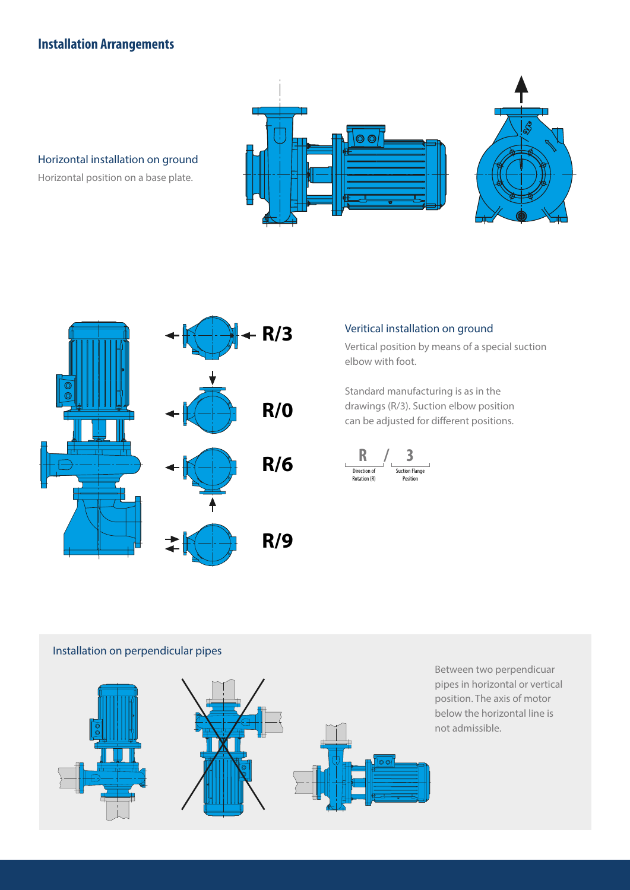## Installation Arrangements

### Horizontal installation on ground

Horizontal position on a base plate.

R/3

R/0

R/6

R/9

### Veritical installation on ground

Vertical position by means of a special suction elbow with foot.

Standard manufacturing is as in the drawings (R/3). Suction elbow position can be adjusted for different positions.

R / 3

Direction of Rotation (R) — Suction Flange Position

### Installation on perpendicular pipes

Between two perpendicuar pipes in horizontal or vertical position. The axis of motor below the horizontal line is not admissible.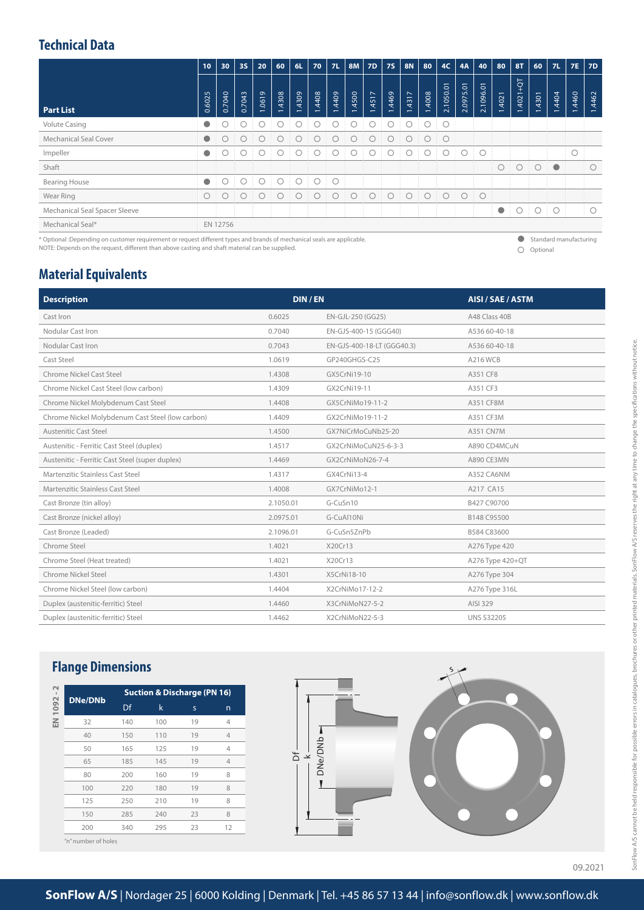## Technical Data

| Part List | 10 | 30 | 3S | 20 | 60 | 6L | 70 | 7L | 8M | 7D | 7S | 8N | 80 | 4C | 4A | 40 | 80 | 8T | 60 | 7L | 7E | 7D |
|---|---|---|---|---|---|---|---|---|---|---|---|---|---|---|---|---|---|---|---|---|---|---|
| | 0.6025 | 0.7040 | 0.7043 | 1.0619 | 1.4308 | 1.4309 | 1.4408 | 1.4409 | 1.4500 | 1.4517 | 1.4469 | 1.4317 | 1.4008 | 2.1050.01 | 2.0975.01 | 2.1096.01 | 1.4021 | 1.4021+QT | 1.4301 | 1.4404 | 1.4460 | 1.4462 |
| Volute Casing | ● | ○ | ○ | ○ | ○ | ○ | ○ | ○ | ○ | ○ | ○ | ○ | ○ | ○ | | | | | | | | |
| Mechanical Seal Cover | ● | ○ | ○ | ○ | ○ | ○ | ○ | ○ | ○ | ○ | ○ | ○ | ○ | ○ | | | | | | | | |
| Impeller | ● | ○ | ○ | ○ | ○ | ○ | ○ | ○ | ○ | ○ | ○ | ○ | ○ | ○ | ○ | ○ | | | | | ○ | |
| Shaft | | | | | | | | | | | | | | | | | ○ | ○ | ○ | ● | | ○ |
| Bearing House | ● | ○ | ○ | ○ | ○ | ○ | ○ | ○ | | | | | | | | | | | | | | |
| Wear Ring | ○ | ○ | ○ | ○ | ○ | ○ | ○ | ○ | ○ | ○ | ○ | ○ | ○ | ○ | ○ | ○ | | | | | | |
| Mechanical Seal Spacer Sleeve | | | | | | | | | | | | | | | | | ● | ○ | ○ | ○ | | ○ |
| Mechanical Seal* | EN 12756 | | | | | | | | | | | | | | | | | | | | | |

\* Optional :Depending on customer requirement or request different types and brands of mechanical seals are applicable.
NOTE: Depends on the request, different than above casting and shaft material can be supplied.

● Standard manufacturing
○ Optional

## Material Equivalents

| Description | DIN / EN | | AISI / SAE / ASTM |
|---|---|---|---|
| Cast Iron | 0.6025 | EN-GJL-250 (GG25) | A48 Class 40B |
| Nodular Cast Iron | 0.7040 | EN-GJS-400-15 (GGG40) | A536 60-40-18 |
| Nodular Cast Iron | 0.7043 | EN-GJS-400-18-LT (GGG40.3) | A536 60-40-18 |
| Cast Steel | 1.0619 | GP240GHGS-C25 | A216 WCB |
| Chrome Nickel Cast Steel | 1.4308 | GX5CrNi19-10 | A351 CF8 |
| Chrome Nickel Cast Steel (low carbon) | 1.4309 | GX2CrNi19-11 | A351 CF3 |
| Chrome Nickel Molybdenum Cast Steel | 1.4408 | GX5CrNiMo19-11-2 | A351 CF8M |
| Chrome Nickel Molybdenum Cast Steel (low carbon) | 1.4409 | GX2CrNiMo19-11-2 | A351 CF3M |
| Austenitic Cast Steel | 1.4500 | GX7NiCrMoCuNb25-20 | A351 CN7M |
| Austenitic - Ferritic Cast Steel (duplex) | 1.4517 | GX2CrNiMoCuN25-6-3-3 | A890 CD4MCuN |
| Austenitic - Ferritic Cast Steel (super duplex) | 1.4469 | GX2CrNiMoN26-7-4 | A890 CE3MN |
| Martenzitic Stainless Cast Steel | 1.4317 | GX4CrNi13-4 | A352 CA6NM |
| Martenzitic Stainless Cast Steel | 1.4008 | GX7CrNiMo12-1 | A217 CA15 |
| Cast Bronze (tin alloy) | 2.1050.01 | G-CuSn10 | B427 C90700 |
| Cast Bronze (nickel alloy) | 2.0975.01 | G-CuAl10Ni | B148 C95500 |
| Cast Bronze (Leaded) | 2.1096.01 | G-CuSn5ZnPb | B584 C83600 |
| Chrome Steel | 1.4021 | X20Cr13 | A276 Type 420 |
| Chrome Steel (Heat treated) | 1.4021 | X20Cr13 | A276 Type 420+QT |
| Chrome Nickel Steel | 1.4301 | X5CrNi18-10 | A276 Type 304 |
| Chrome Nickel Steel (low carbon) | 1.4404 | X2CrNiMo17-12-2 | A276 Type 316L |
| Duplex (austenitic-ferritic) Steel | 1.4460 | X3CrNiMoN27-5-2 | AISI 329 |
| Duplex (austenitic-ferritic) Steel | 1.4462 | X2CrNiMoN22-5-3 | UNS S32205 |

## Flange Dimensions

EN 1092 - 2

| DNe/DNb | Suction & Discharge (PN 16) | | | |
|---|---|---|---|---|
| | Df | k | s | n |
| 32 | 140 | 100 | 19 | 4 |
| 40 | 150 | 110 | 19 | 4 |
| 50 | 165 | 125 | 19 | 4 |
| 65 | 185 | 145 | 19 | 4 |
| 80 | 200 | 160 | 19 | 8 |
| 100 | 220 | 180 | 19 | 8 |
| 125 | 250 | 210 | 19 | 8 |
| 150 | 285 | 240 | 23 | 8 |
| 200 | 340 | 295 | 23 | 12 |

"n" number of holes

Df
k
DNe/DNb
s